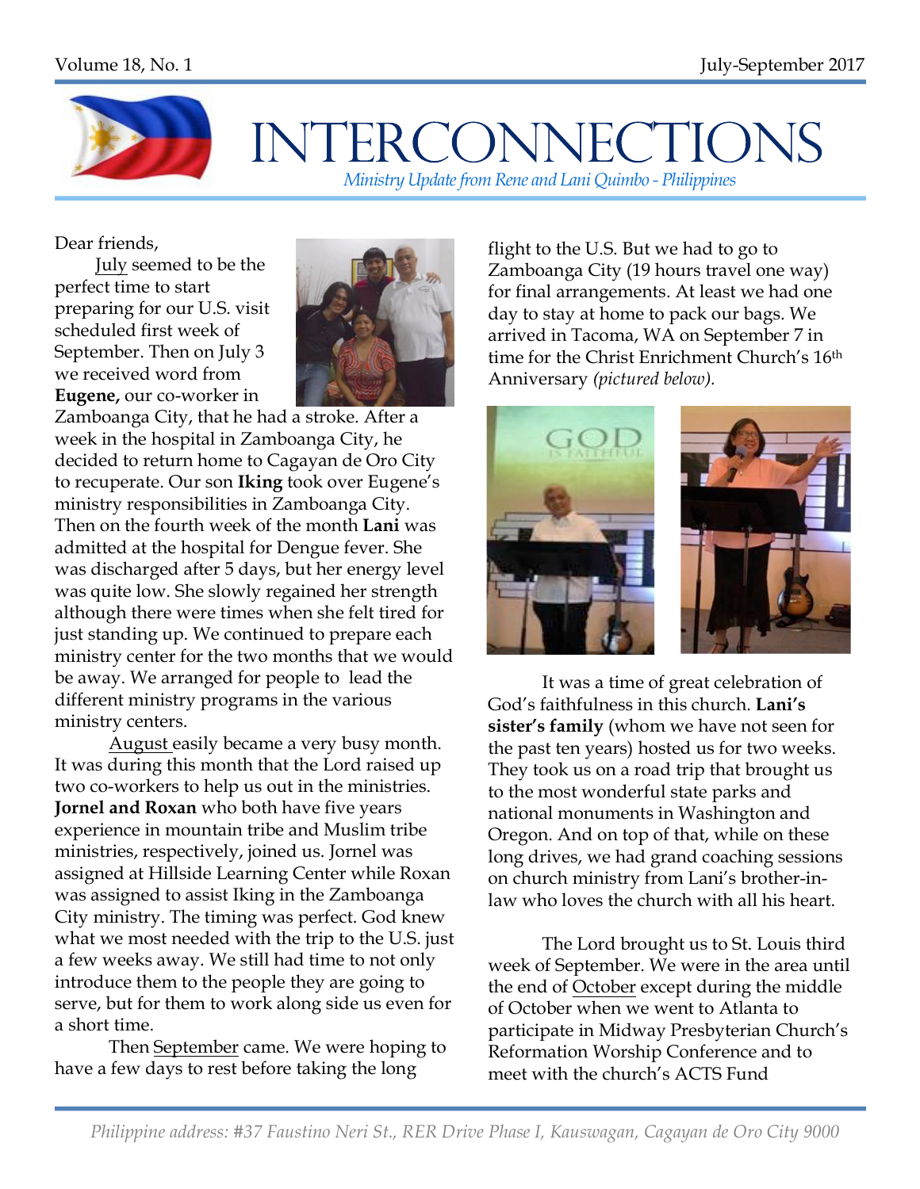# INTERCONNECTIONS

*Ministry Update from Rene and Lani Quimbo - Philippines*

Dear friends,

July seemed to be the perfect time to start preparing for our U.S. visit scheduled first week of September. Then on July 3 we received word from **Eugene,** our co-worker in Zamboanga City, that he had a stroke. After a week in the hospital in Zamboanga City, he decided to return home to Cagayan de Oro City to recuperate. Our son **Iking** took over Eugene's ministry responsibilities in Zamboanga City. Then on the fourth week of the month **Lani** was admitted at the hospital for Dengue fever. She was discharged after 5 days, but her energy level was quite low. She slowly regained her strength although there were times when she felt tired for just standing up. We continued to prepare each ministry center for the two months that we would be away. We arranged for people to lead the different ministry programs in the various ministry centers.

August easily became a very busy month. It was during this month that the Lord raised up two co-workers to help us out in the ministries. **Jornel and Roxan** who both have five years experience in mountain tribe and Muslim tribe ministries, respectively, joined us. Jornel was assigned at Hillside Learning Center while Roxan was assigned to assist Iking in the Zamboanga City ministry. The timing was perfect. God knew what we most needed with the trip to the U.S. just a few weeks away. We still had time to not only introduce them to the people they are going to serve, but for them to work along side us even for a short time.

Then September came. We were hoping to have a few days to rest before taking the long flight to the U.S. But we had to go to Zamboanga City (19 hours travel one way) for final arrangements. At least we had one day to stay at home to pack our bags. We arrived in Tacoma, WA on September 7 in time for the Christ Enrichment Church's 16th Anniversary *(pictured below).*

It was a time of great celebration of God's faithfulness in this church. **Lani's sister's family** (whom we have not seen for the past ten years) hosted us for two weeks. They took us on a road trip that brought us to the most wonderful state parks and national monuments in Washington and Oregon. And on top of that, while on these long drives, we had grand coaching sessions on church ministry from Lani's brother-in-law who loves the church with all his heart.

The Lord brought us to St. Louis third week of September. We were in the area until the end of October except during the middle of October when we went to Atlanta to participate in Midway Presbyterian Church's Reformation Worship Conference and to meet with the church's ACTS Fund

*Philippine address: #37 Faustino Neri St., RER Drive Phase I, Kauswagan, Cagayan de Oro City 9000*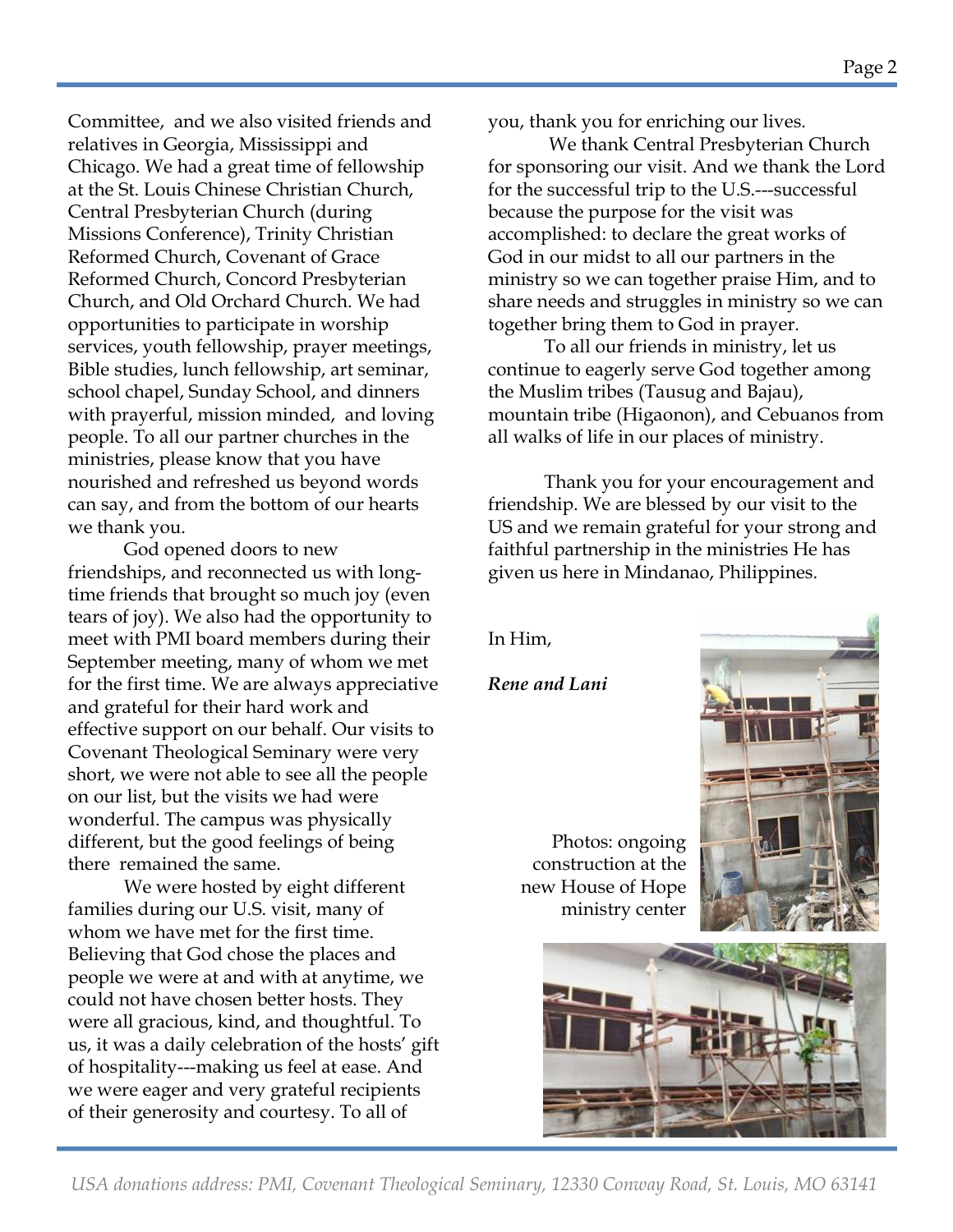Committee, and we also visited friends and relatives in Georgia, Mississippi and Chicago. We had a great time of fellowship at the St. Louis Chinese Christian Church, Central Presbyterian Church (during Missions Conference), Trinity Christian Reformed Church, Covenant of Grace Reformed Church, Concord Presbyterian Church, and Old Orchard Church. We had opportunities to participate in worship services, youth fellowship, prayer meetings, Bible studies, lunch fellowship, art seminar, school chapel, Sunday School, and dinners with prayerful, mission minded, and loving people. To all our partner churches in the ministries, please know that you have nourished and refreshed us beyond words can say, and from the bottom of our hearts we thank you.

God opened doors to new friendships, and reconnected us with long-time friends that brought so much joy (even tears of joy). We also had the opportunity to meet with PMI board members during their September meeting, many of whom we met for the first time. We are always appreciative and grateful for their hard work and effective support on our behalf. Our visits to Covenant Theological Seminary were very short, we were not able to see all the people on our list, but the visits we had were wonderful. The campus was physically different, but the good feelings of being there remained the same.

We were hosted by eight different families during our U.S. visit, many of whom we have met for the first time. Believing that God chose the places and people we were at and with at anytime, we could not have chosen better hosts. They were all gracious, kind, and thoughtful. To us, it was a daily celebration of the hosts' gift of hospitality---making us feel at ease. And we were eager and very grateful recipients of their generosity and courtesy. To all of you, thank you for enriching our lives.

We thank Central Presbyterian Church for sponsoring our visit. And we thank the Lord for the successful trip to the U.S.---successful because the purpose for the visit was accomplished: to declare the great works of God in our midst to all our partners in the ministry so we can together praise Him, and to share needs and struggles in ministry so we can together bring them to God in prayer.

To all our friends in ministry, let us continue to eagerly serve God together among the Muslim tribes (Tausug and Bajau), mountain tribe (Higaonon), and Cebuanos from all walks of life in our places of ministry.

Thank you for your encouragement and friendship. We are blessed by our visit to the US and we remain grateful for your strong and faithful partnership in the ministries He has given us here in Mindanao, Philippines.

In Him,

***Rene and Lani***

Photos: ongoing construction at the new House of Hope ministry center

*USA donations address: PMI, Covenant Theological Seminary, 12330 Conway Road, St. Louis, MO 63141*